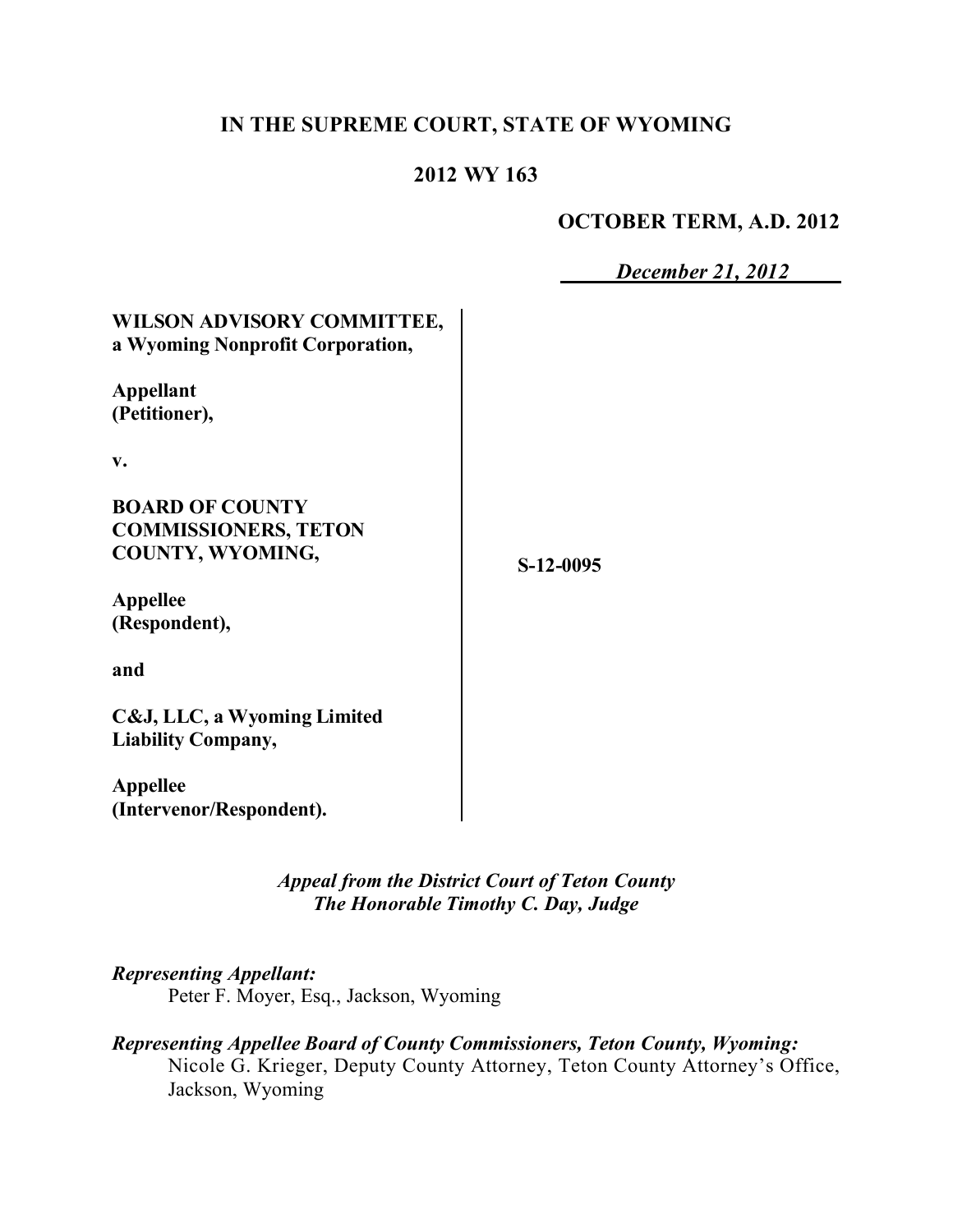# IN THE SUPREME COURT, STATE OF WYOMING

## 2012 WY 163

**OCTOBER TERM, A.D. 2012**

*December 21, 2012*

**WILSON ADVISORY COMMITTEE, a Wyoming Nonprofit Corporation,**

**Appellant (Petitioner),**

**v.**

**BOARD OF COUNTY COMMISSIONERS, TETON COUNTY, WYOMING,**

**Appellee (Respondent),**

**and**

**C&J, LLC, a Wyoming Limited Liability Company,**

**Appellee (Intervenor/Respondent).**

**S-12-0095**

*Appeal from the District Court of Teton County*
*The Honorable Timothy C. Day, Judge*

***Representing Appellant:***
Peter F. Moyer, Esq., Jackson, Wyoming

***Representing Appellee Board of County Commissioners, Teton County, Wyoming:***
Nicole G. Krieger, Deputy County Attorney, Teton County Attorney's Office, Jackson, Wyoming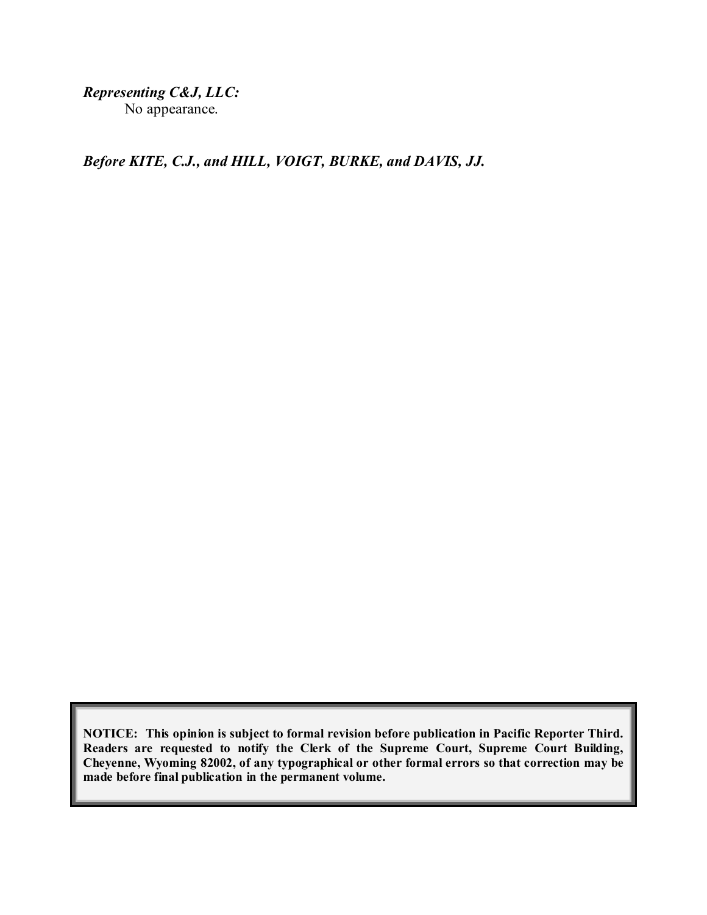*Representing C&J, LLC:*
No appearance.

***Before KITE, C.J., and HILL, VOIGT, BURKE, and DAVIS, JJ.***

**NOTICE: This opinion is subject to formal revision before publication in Pacific Reporter Third. Readers are requested to notify the Clerk of the Supreme Court, Supreme Court Building, Cheyenne, Wyoming 82002, of any typographical or other formal errors so that correction may be made before final publication in the permanent volume.**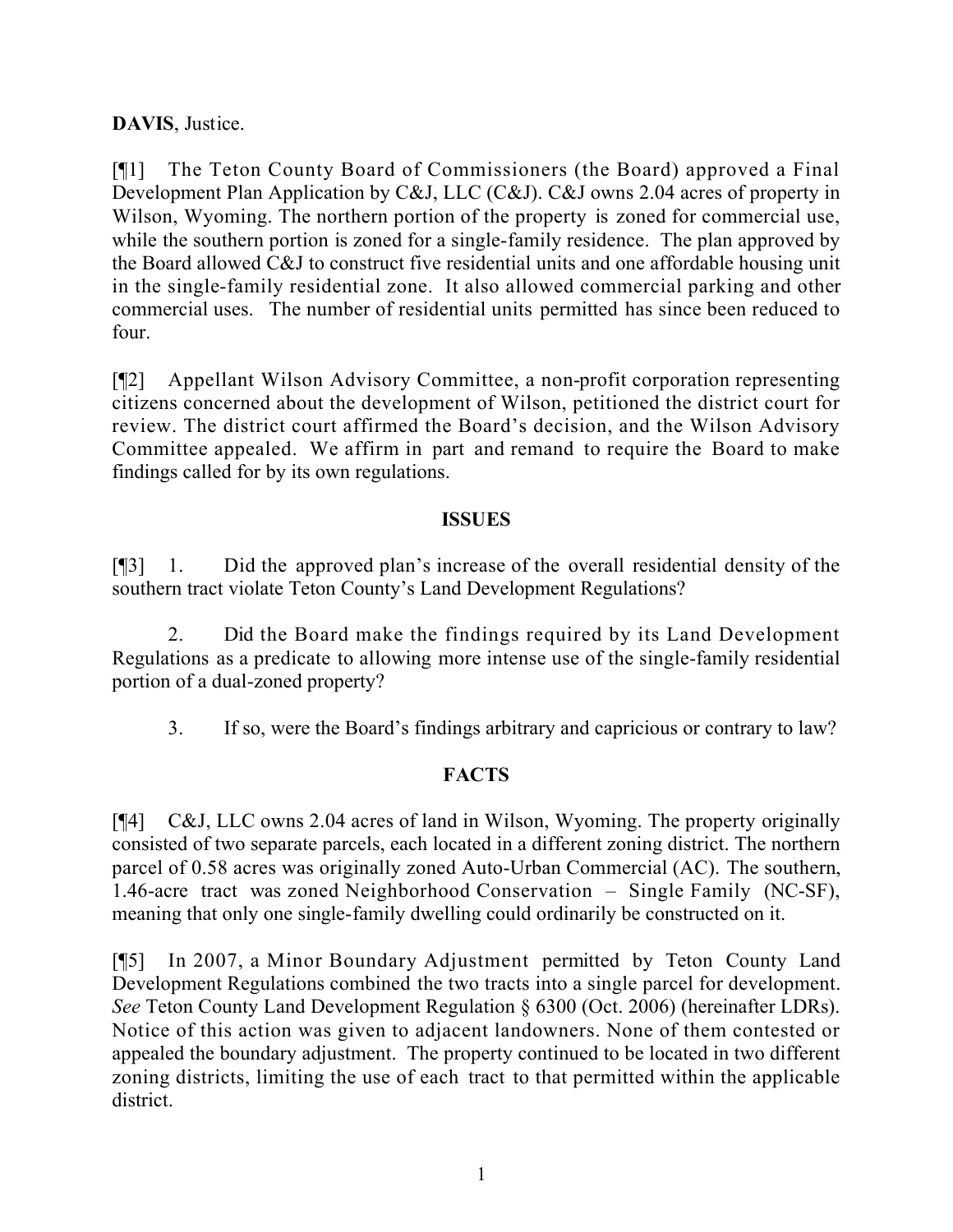**DAVIS**, Justice.

[¶1] The Teton County Board of Commissioners (the Board) approved a Final Development Plan Application by C&J, LLC (C&J). C&J owns 2.04 acres of property in Wilson, Wyoming. The northern portion of the property is zoned for commercial use, while the southern portion is zoned for a single-family residence. The plan approved by the Board allowed C&J to construct five residential units and one affordable housing unit in the single-family residential zone. It also allowed commercial parking and other commercial uses. The number of residential units permitted has since been reduced to four.

[¶2] Appellant Wilson Advisory Committee, a non-profit corporation representing citizens concerned about the development of Wilson, petitioned the district court for review. The district court affirmed the Board's decision, and the Wilson Advisory Committee appealed. We affirm in part and remand to require the Board to make findings called for by its own regulations.

## ISSUES

[¶3] 1. Did the approved plan's increase of the overall residential density of the southern tract violate Teton County's Land Development Regulations?

2. Did the Board make the findings required by its Land Development Regulations as a predicate to allowing more intense use of the single-family residential portion of a dual-zoned property?

3. If so, were the Board's findings arbitrary and capricious or contrary to law?

## FACTS

[¶4] C&J, LLC owns 2.04 acres of land in Wilson, Wyoming. The property originally consisted of two separate parcels, each located in a different zoning district. The northern parcel of 0.58 acres was originally zoned Auto-Urban Commercial (AC). The southern, 1.46-acre tract was zoned Neighborhood Conservation – Single Family (NC-SF), meaning that only one single-family dwelling could ordinarily be constructed on it.

[¶5] In 2007, a Minor Boundary Adjustment permitted by Teton County Land Development Regulations combined the two tracts into a single parcel for development. *See* Teton County Land Development Regulation § 6300 (Oct. 2006) (hereinafter LDRs). Notice of this action was given to adjacent landowners. None of them contested or appealed the boundary adjustment. The property continued to be located in two different zoning districts, limiting the use of each tract to that permitted within the applicable district.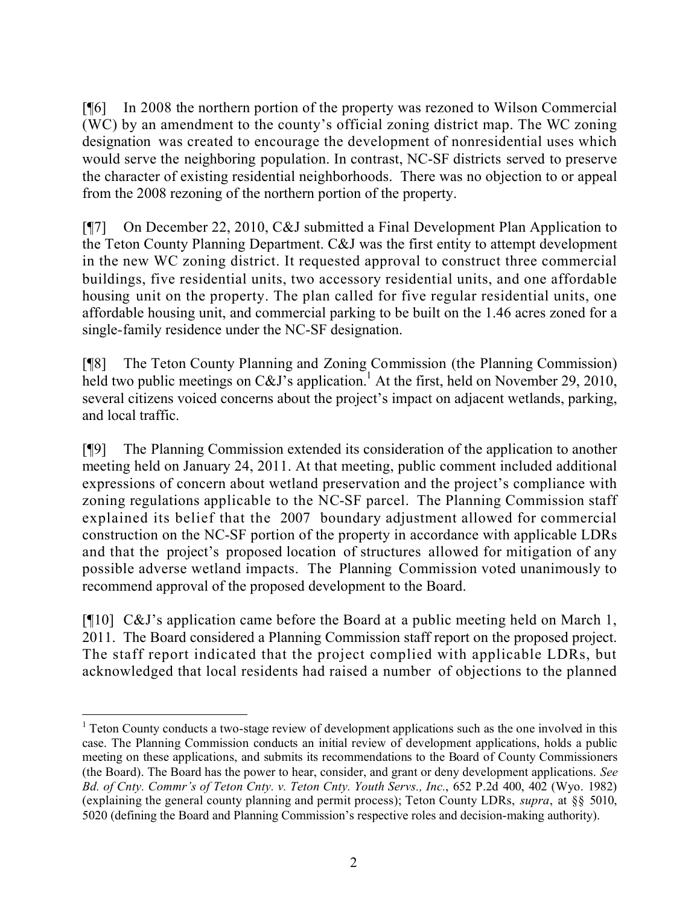[¶6] In 2008 the northern portion of the property was rezoned to Wilson Commercial (WC) by an amendment to the county's official zoning district map. The WC zoning designation was created to encourage the development of nonresidential uses which would serve the neighboring population. In contrast, NC-SF districts served to preserve the character of existing residential neighborhoods. There was no objection to or appeal from the 2008 rezoning of the northern portion of the property.

[¶7] On December 22, 2010, C&J submitted a Final Development Plan Application to the Teton County Planning Department. C&J was the first entity to attempt development in the new WC zoning district. It requested approval to construct three commercial buildings, five residential units, two accessory residential units, and one affordable housing unit on the property. The plan called for five regular residential units, one affordable housing unit, and commercial parking to be built on the 1.46 acres zoned for a single-family residence under the NC-SF designation.

[¶8] The Teton County Planning and Zoning Commission (the Planning Commission) held two public meetings on C&J's application.[1] At the first, held on November 29, 2010, several citizens voiced concerns about the project's impact on adjacent wetlands, parking, and local traffic.

[¶9] The Planning Commission extended its consideration of the application to another meeting held on January 24, 2011. At that meeting, public comment included additional expressions of concern about wetland preservation and the project's compliance with zoning regulations applicable to the NC-SF parcel. The Planning Commission staff explained its belief that the 2007 boundary adjustment allowed for commercial construction on the NC-SF portion of the property in accordance with applicable LDRs and that the project's proposed location of structures allowed for mitigation of any possible adverse wetland impacts. The Planning Commission voted unanimously to recommend approval of the proposed development to the Board.

[¶10] C&J's application came before the Board at a public meeting held on March 1, 2011. The Board considered a Planning Commission staff report on the proposed project. The staff report indicated that the project complied with applicable LDRs, but acknowledged that local residents had raised a number of objections to the planned

---

[1] Teton County conducts a two-stage review of development applications such as the one involved in this case. The Planning Commission conducts an initial review of development applications, holds a public meeting on these applications, and submits its recommendations to the Board of County Commissioners (the Board). The Board has the power to hear, consider, and grant or deny development applications. *See Bd. of Cnty. Commr's of Teton Cnty. v. Teton Cnty. Youth Servs., Inc.*, 652 P.2d 400, 402 (Wyo. 1982) (explaining the general county planning and permit process); Teton County LDRs, *supra*, at §§ 5010, 5020 (defining the Board and Planning Commission's respective roles and decision-making authority).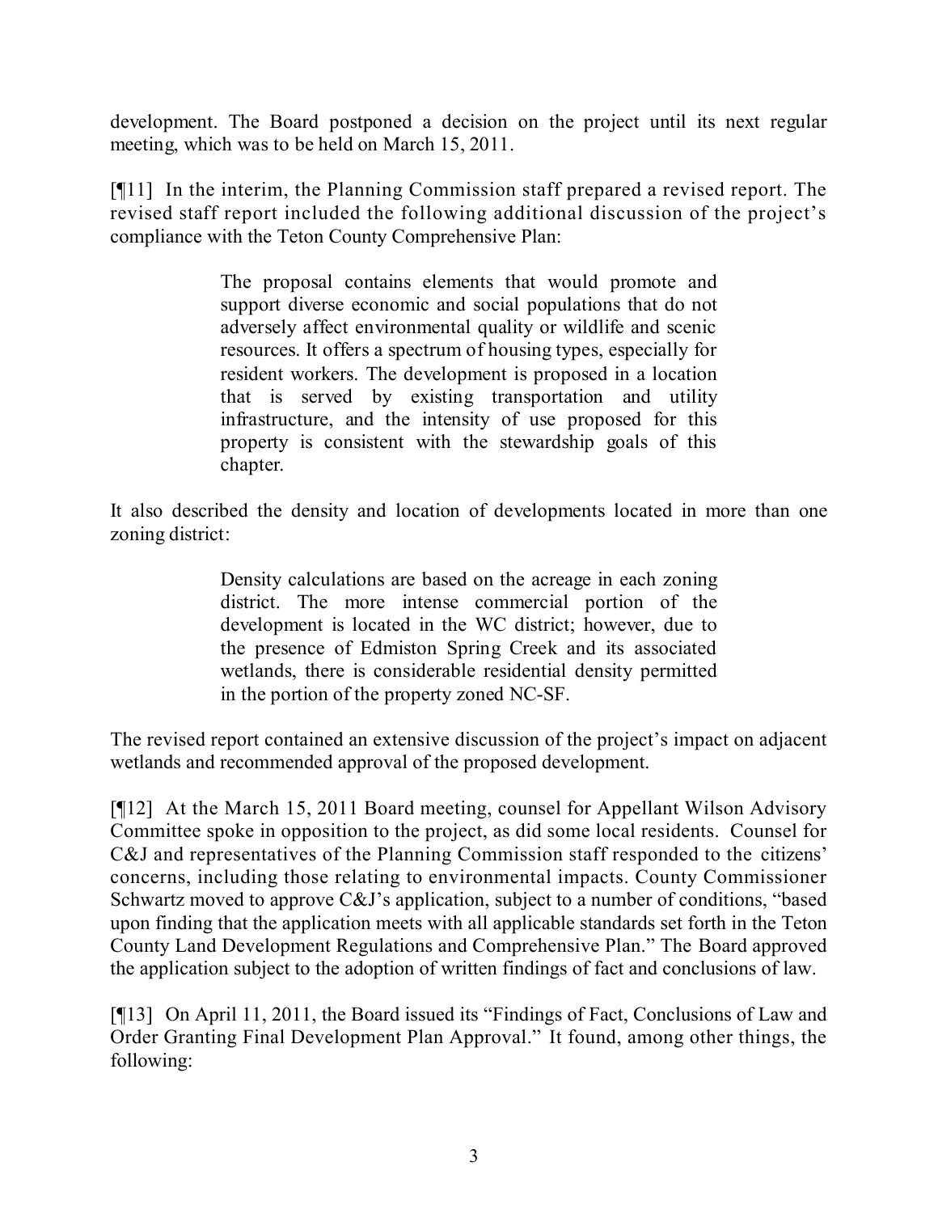development. The Board postponed a decision on the project until its next regular meeting, which was to be held on March 15, 2011.

[¶11] In the interim, the Planning Commission staff prepared a revised report. The revised staff report included the following additional discussion of the project's compliance with the Teton County Comprehensive Plan:

> The proposal contains elements that would promote and support diverse economic and social populations that do not adversely affect environmental quality or wildlife and scenic resources. It offers a spectrum of housing types, especially for resident workers. The development is proposed in a location that is served by existing transportation and utility infrastructure, and the intensity of use proposed for this property is consistent with the stewardship goals of this chapter.

It also described the density and location of developments located in more than one zoning district:

> Density calculations are based on the acreage in each zoning district. The more intense commercial portion of the development is located in the WC district; however, due to the presence of Edmiston Spring Creek and its associated wetlands, there is considerable residential density permitted in the portion of the property zoned NC-SF.

The revised report contained an extensive discussion of the project's impact on adjacent wetlands and recommended approval of the proposed development.

[¶12] At the March 15, 2011 Board meeting, counsel for Appellant Wilson Advisory Committee spoke in opposition to the project, as did some local residents. Counsel for C&J and representatives of the Planning Commission staff responded to the citizens' concerns, including those relating to environmental impacts. County Commissioner Schwartz moved to approve C&J's application, subject to a number of conditions, "based upon finding that the application meets with all applicable standards set forth in the Teton County Land Development Regulations and Comprehensive Plan." The Board approved the application subject to the adoption of written findings of fact and conclusions of law.

[¶13] On April 11, 2011, the Board issued its "Findings of Fact, Conclusions of Law and Order Granting Final Development Plan Approval." It found, among other things, the following: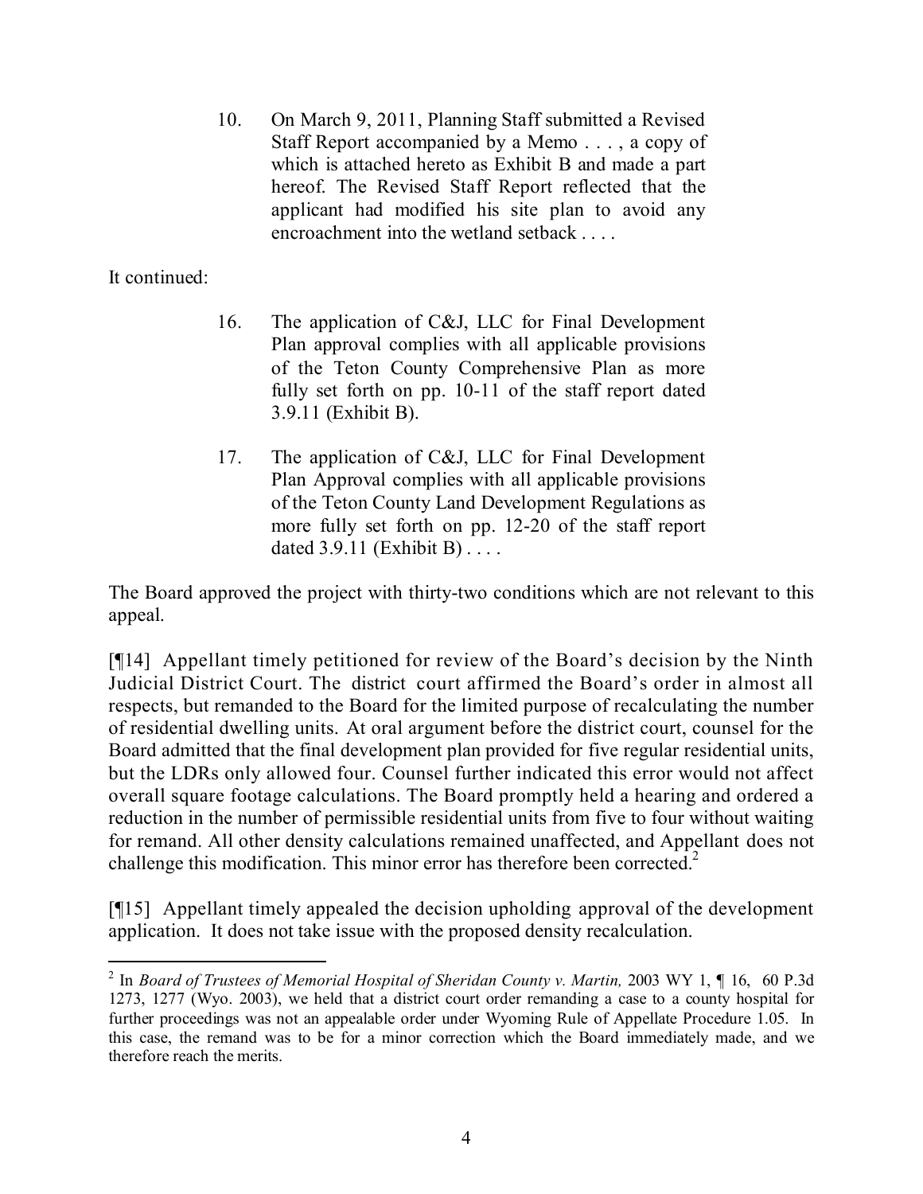> 10. On March 9, 2011, Planning Staff submitted a Revised Staff Report accompanied by a Memo . . . , a copy of which is attached hereto as Exhibit B and made a part hereof. The Revised Staff Report reflected that the applicant had modified his site plan to avoid any encroachment into the wetland setback . . . .

It continued:

> 16. The application of C&J, LLC for Final Development Plan approval complies with all applicable provisions of the Teton County Comprehensive Plan as more fully set forth on pp. 10-11 of the staff report dated 3.9.11 (Exhibit B).
>
> 17. The application of C&J, LLC for Final Development Plan Approval complies with all applicable provisions of the Teton County Land Development Regulations as more fully set forth on pp. 12-20 of the staff report dated 3.9.11 (Exhibit B) . . . .

The Board approved the project with thirty-two conditions which are not relevant to this appeal.

[¶14] Appellant timely petitioned for review of the Board's decision by the Ninth Judicial District Court. The district court affirmed the Board's order in almost all respects, but remanded to the Board for the limited purpose of recalculating the number of residential dwelling units. At oral argument before the district court, counsel for the Board admitted that the final development plan provided for five regular residential units, but the LDRs only allowed four. Counsel further indicated this error would not affect overall square footage calculations. The Board promptly held a hearing and ordered a reduction in the number of permissible residential units from five to four without waiting for remand. All other density calculations remained unaffected, and Appellant does not challenge this modification. This minor error has therefore been corrected.[2]

[¶15] Appellant timely appealed the decision upholding approval of the development application. It does not take issue with the proposed density recalculation.

---

[2] In *Board of Trustees of Memorial Hospital of Sheridan County v. Martin,* 2003 WY 1, ¶ 16, 60 P.3d 1273, 1277 (Wyo. 2003), we held that a district court order remanding a case to a county hospital for further proceedings was not an appealable order under Wyoming Rule of Appellate Procedure 1.05. In this case, the remand was to be for a minor correction which the Board immediately made, and we therefore reach the merits.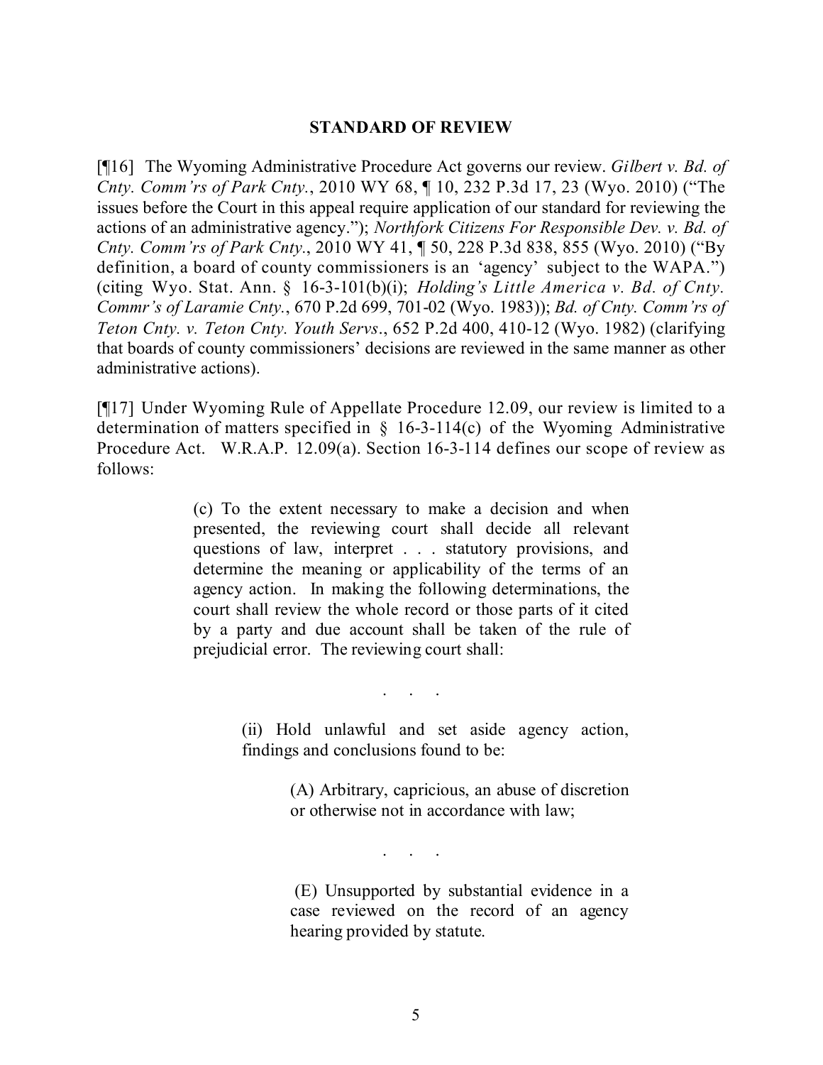## STANDARD OF REVIEW

[¶16] The Wyoming Administrative Procedure Act governs our review. *Gilbert v. Bd. of Cnty. Comm'rs of Park Cnty.*, 2010 WY 68, ¶ 10, 232 P.3d 17, 23 (Wyo. 2010) ("The issues before the Court in this appeal require application of our standard for reviewing the actions of an administrative agency."); *Northfork Citizens For Responsible Dev. v. Bd. of Cnty. Comm'rs of Park Cnty.*, 2010 WY 41, ¶ 50, 228 P.3d 838, 855 (Wyo. 2010) ("By definition, a board of county commissioners is an 'agency' subject to the WAPA.") (citing Wyo. Stat. Ann. § 16-3-101(b)(i); *Holding's Little America v. Bd. of Cnty. Commr's of Laramie Cnty.*, 670 P.2d 699, 701-02 (Wyo. 1983)); *Bd. of Cnty. Comm'rs of Teton Cnty. v. Teton Cnty. Youth Servs.*, 652 P.2d 400, 410-12 (Wyo. 1982) (clarifying that boards of county commissioners' decisions are reviewed in the same manner as other administrative actions).

[¶17] Under Wyoming Rule of Appellate Procedure 12.09, our review is limited to a determination of matters specified in § 16-3-114(c) of the Wyoming Administrative Procedure Act. W.R.A.P. 12.09(a). Section 16-3-114 defines our scope of review as follows:

> (c) To the extent necessary to make a decision and when presented, the reviewing court shall decide all relevant questions of law, interpret . . . statutory provisions, and determine the meaning or applicability of the terms of an agency action. In making the following determinations, the court shall review the whole record or those parts of it cited by a party and due account shall be taken of the rule of prejudicial error. The reviewing court shall:
>
> . . .
>
> > (ii) Hold unlawful and set aside agency action, findings and conclusions found to be:
> >
> > > (A) Arbitrary, capricious, an abuse of discretion or otherwise not in accordance with law;
> > >
> > > . . .
> > >
> > > (E) Unsupported by substantial evidence in a case reviewed on the record of an agency hearing provided by statute.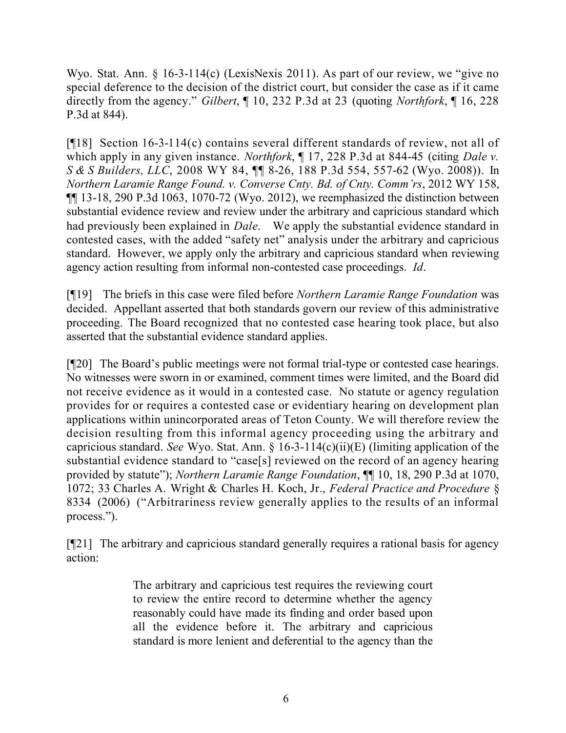Wyo. Stat. Ann. § 16-3-114(c) (LexisNexis 2011). As part of our review, we "give no special deference to the decision of the district court, but consider the case as if it came directly from the agency." *Gilbert*, ¶ 10, 232 P.3d at 23 (quoting *Northfork*, ¶ 16, 228 P.3d at 844).

[¶18] Section 16-3-114(c) contains several different standards of review, not all of which apply in any given instance. *Northfork*, ¶ 17, 228 P.3d at 844-45 (citing *Dale v. S & S Builders, LLC*, 2008 WY 84, ¶¶ 8-26, 188 P.3d 554, 557-62 (Wyo. 2008)). In *Northern Laramie Range Found. v. Converse Cnty. Bd. of Cnty. Comm'rs*, 2012 WY 158, ¶¶ 13-18, 290 P.3d 1063, 1070-72 (Wyo. 2012), we reemphasized the distinction between substantial evidence review and review under the arbitrary and capricious standard which had previously been explained in *Dale*. We apply the substantial evidence standard in contested cases, with the added "safety net" analysis under the arbitrary and capricious standard. However, we apply only the arbitrary and capricious standard when reviewing agency action resulting from informal non-contested case proceedings. *Id*.

[¶19] The briefs in this case were filed before *Northern Laramie Range Foundation* was decided. Appellant asserted that both standards govern our review of this administrative proceeding. The Board recognized that no contested case hearing took place, but also asserted that the substantial evidence standard applies.

[¶20] The Board's public meetings were not formal trial-type or contested case hearings. No witnesses were sworn in or examined, comment times were limited, and the Board did not receive evidence as it would in a contested case. No statute or agency regulation provides for or requires a contested case or evidentiary hearing on development plan applications within unincorporated areas of Teton County. We will therefore review the decision resulting from this informal agency proceeding using the arbitrary and capricious standard. *See* Wyo. Stat. Ann. § 16-3-114(c)(ii)(E) (limiting application of the substantial evidence standard to "case[s] reviewed on the record of an agency hearing provided by statute"); *Northern Laramie Range Foundation*, ¶¶ 10, 18, 290 P.3d at 1070, 1072; 33 Charles A. Wright & Charles H. Koch, Jr., *Federal Practice and Procedure* § 8334 (2006) ("Arbitrariness review generally applies to the results of an informal process.").

[¶21] The arbitrary and capricious standard generally requires a rational basis for agency action:

> The arbitrary and capricious test requires the reviewing court to review the entire record to determine whether the agency reasonably could have made its finding and order based upon all the evidence before it. The arbitrary and capricious standard is more lenient and deferential to the agency than the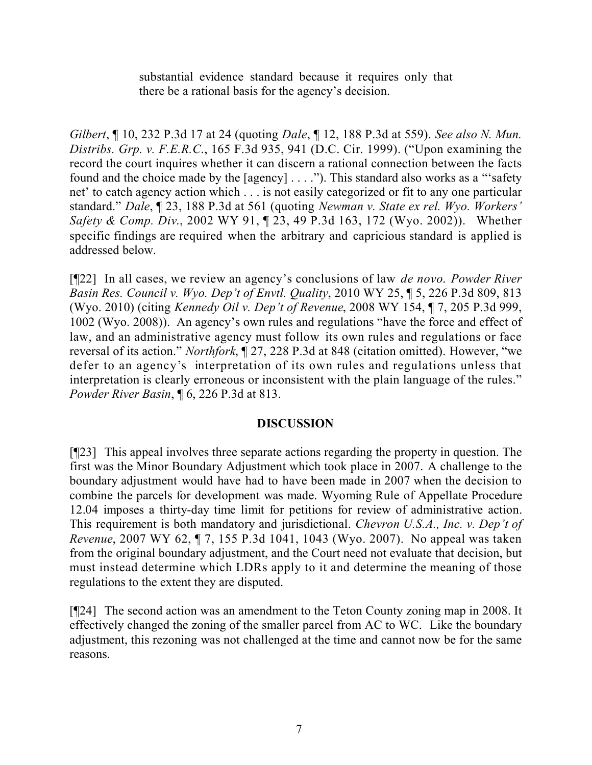> substantial evidence standard because it requires only that there be a rational basis for the agency's decision.

*Gilbert*, ¶ 10, 232 P.3d 17 at 24 (quoting *Dale*, ¶ 12, 188 P.3d at 559). *See also N. Mun. Distribs. Grp. v. F.E.R.C.*, 165 F.3d 935, 941 (D.C. Cir. 1999). ("Upon examining the record the court inquires whether it can discern a rational connection between the facts found and the choice made by the [agency] . . . ."). This standard also works as a "'safety net' to catch agency action which . . . is not easily categorized or fit to any one particular standard." *Dale*, ¶ 23, 188 P.3d at 561 (quoting *Newman v. State ex rel. Wyo. Workers' Safety & Comp. Div.*, 2002 WY 91, ¶ 23, 49 P.3d 163, 172 (Wyo. 2002)). Whether specific findings are required when the arbitrary and capricious standard is applied is addressed below.

[¶22] In all cases, we review an agency's conclusions of law *de novo*. *Powder River Basin Res. Council v. Wyo. Dep't of Envtl. Quality*, 2010 WY 25, ¶ 5, 226 P.3d 809, 813 (Wyo. 2010) (citing *Kennedy Oil v. Dep't of Revenue*, 2008 WY 154, ¶ 7, 205 P.3d 999, 1002 (Wyo. 2008)). An agency's own rules and regulations "have the force and effect of law, and an administrative agency must follow its own rules and regulations or face reversal of its action." *Northfork*, ¶ 27, 228 P.3d at 848 (citation omitted). However, "we defer to an agency's interpretation of its own rules and regulations unless that interpretation is clearly erroneous or inconsistent with the plain language of the rules." *Powder River Basin*, ¶ 6, 226 P.3d at 813.

## DISCUSSION

[¶23] This appeal involves three separate actions regarding the property in question. The first was the Minor Boundary Adjustment which took place in 2007. A challenge to the boundary adjustment would have had to have been made in 2007 when the decision to combine the parcels for development was made. Wyoming Rule of Appellate Procedure 12.04 imposes a thirty-day time limit for petitions for review of administrative action. This requirement is both mandatory and jurisdictional. *Chevron U.S.A., Inc. v. Dep't of Revenue*, 2007 WY 62, ¶ 7, 155 P.3d 1041, 1043 (Wyo. 2007). No appeal was taken from the original boundary adjustment, and the Court need not evaluate that decision, but must instead determine which LDRs apply to it and determine the meaning of those regulations to the extent they are disputed.

[¶24] The second action was an amendment to the Teton County zoning map in 2008. It effectively changed the zoning of the smaller parcel from AC to WC. Like the boundary adjustment, this rezoning was not challenged at the time and cannot now be for the same reasons.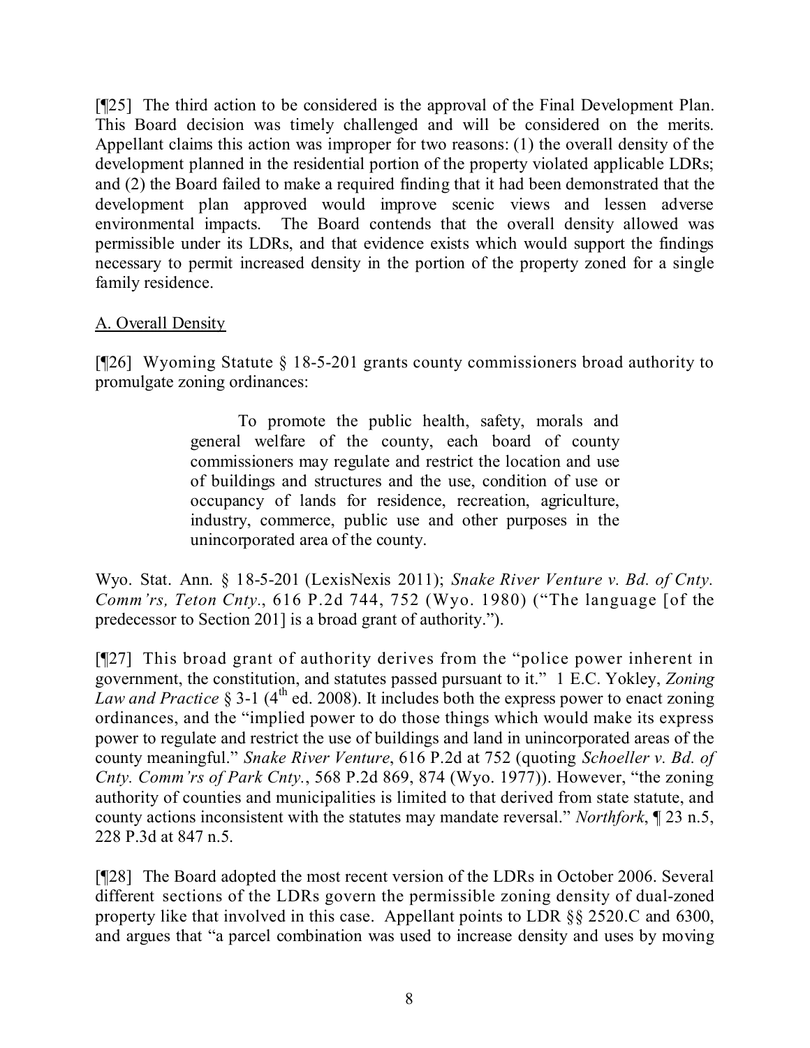[¶25] The third action to be considered is the approval of the Final Development Plan. This Board decision was timely challenged and will be considered on the merits. Appellant claims this action was improper for two reasons: (1) the overall density of the development planned in the residential portion of the property violated applicable LDRs; and (2) the Board failed to make a required finding that it had been demonstrated that the development plan approved would improve scenic views and lessen adverse environmental impacts. The Board contends that the overall density allowed was permissible under its LDRs, and that evidence exists which would support the findings necessary to permit increased density in the portion of the property zoned for a single family residence.

A. Overall Density

[¶26] Wyoming Statute § 18-5-201 grants county commissioners broad authority to promulgate zoning ordinances:

> To promote the public health, safety, morals and general welfare of the county, each board of county commissioners may regulate and restrict the location and use of buildings and structures and the use, condition of use or occupancy of lands for residence, recreation, agriculture, industry, commerce, public use and other purposes in the unincorporated area of the county.

Wyo. Stat. Ann. § 18-5-201 (LexisNexis 2011); *Snake River Venture v. Bd. of Cnty. Comm'rs, Teton Cnty.*, 616 P.2d 744, 752 (Wyo. 1980) ("The language [of the predecessor to Section 201] is a broad grant of authority.").

[¶27] This broad grant of authority derives from the "police power inherent in government, the constitution, and statutes passed pursuant to it." 1 E.C. Yokley, *Zoning Law and Practice* § 3-1 (4th ed. 2008). It includes both the express power to enact zoning ordinances, and the "implied power to do those things which would make its express power to regulate and restrict the use of buildings and land in unincorporated areas of the county meaningful." *Snake River Venture*, 616 P.2d at 752 (quoting *Schoeller v. Bd. of Cnty. Comm'rs of Park Cnty.*, 568 P.2d 869, 874 (Wyo. 1977)). However, "the zoning authority of counties and municipalities is limited to that derived from state statute, and county actions inconsistent with the statutes may mandate reversal." *Northfork*, ¶ 23 n.5, 228 P.3d at 847 n.5.

[¶28] The Board adopted the most recent version of the LDRs in October 2006. Several different sections of the LDRs govern the permissible zoning density of dual-zoned property like that involved in this case. Appellant points to LDR §§ 2520.C and 6300, and argues that "a parcel combination was used to increase density and uses by moving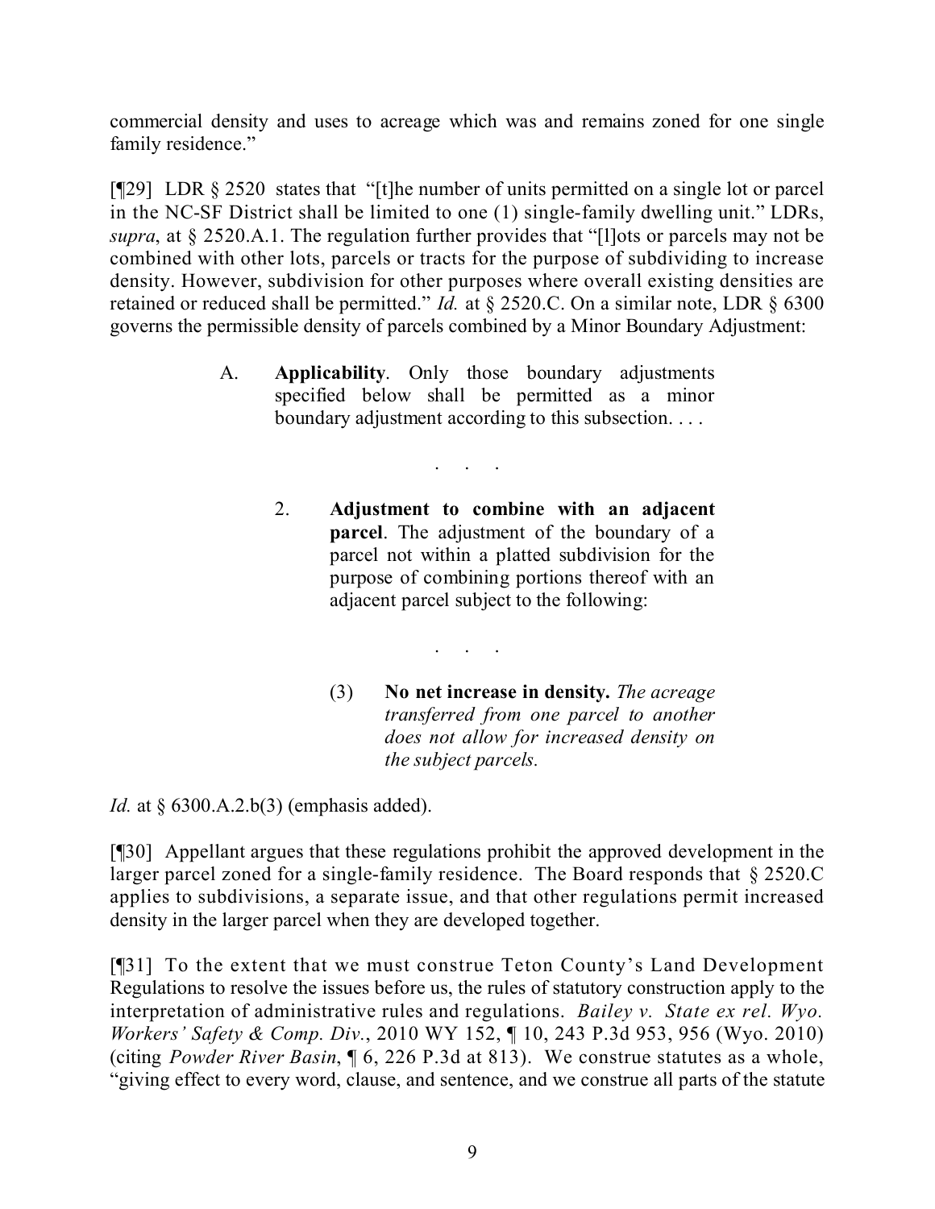commercial density and uses to acreage which was and remains zoned for one single family residence."

[¶29] LDR § 2520 states that "[t]he number of units permitted on a single lot or parcel in the NC-SF District shall be limited to one (1) single-family dwelling unit." LDRs, *supra*, at § 2520.A.1. The regulation further provides that "[l]ots or parcels may not be combined with other lots, parcels or tracts for the purpose of subdividing to increase density. However, subdivision for other purposes where overall existing densities are retained or reduced shall be permitted." *Id.* at § 2520.C. On a similar note, LDR § 6300 governs the permissible density of parcels combined by a Minor Boundary Adjustment:

> A. **Applicability**. Only those boundary adjustments specified below shall be permitted as a minor boundary adjustment according to this subsection. . . .
>
> . . .
>
> 2. **Adjustment to combine with an adjacent parcel**. The adjustment of the boundary of a parcel not within a platted subdivision for the purpose of combining portions thereof with an adjacent parcel subject to the following:
>
> . . .
>
> (3) **No net increase in density.** *The acreage transferred from one parcel to another does not allow for increased density on the subject parcels.*

*Id.* at § 6300.A.2.b(3) (emphasis added).

[¶30] Appellant argues that these regulations prohibit the approved development in the larger parcel zoned for a single-family residence. The Board responds that § 2520.C applies to subdivisions, a separate issue, and that other regulations permit increased density in the larger parcel when they are developed together.

[¶31] To the extent that we must construe Teton County's Land Development Regulations to resolve the issues before us, the rules of statutory construction apply to the interpretation of administrative rules and regulations. *Bailey v. State ex rel. Wyo. Workers' Safety & Comp. Div.*, 2010 WY 152, ¶ 10, 243 P.3d 953, 956 (Wyo. 2010) (citing *Powder River Basin*, ¶ 6, 226 P.3d at 813). We construe statutes as a whole, "giving effect to every word, clause, and sentence, and we construe all parts of the statute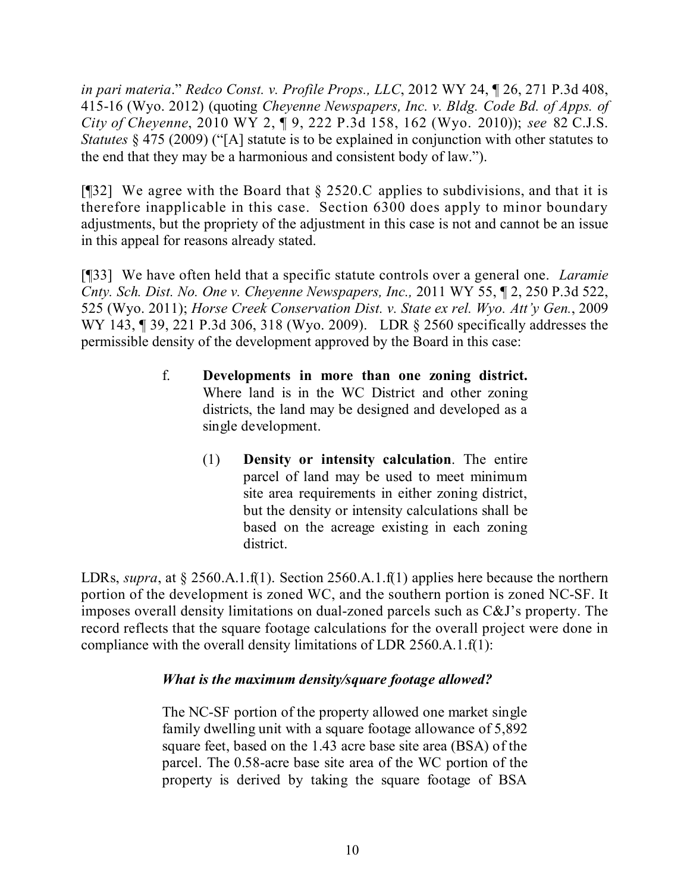*in pari materia*." *Redco Const. v. Profile Props., LLC*, 2012 WY 24, ¶ 26, 271 P.3d 408, 415-16 (Wyo. 2012) (quoting *Cheyenne Newspapers, Inc. v. Bldg. Code Bd. of Apps. of City of Cheyenne*, 2010 WY 2, ¶ 9, 222 P.3d 158, 162 (Wyo. 2010)); *see* 82 C.J.S. *Statutes* § 475 (2009) ("[A] statute is to be explained in conjunction with other statutes to the end that they may be a harmonious and consistent body of law.").

[¶32] We agree with the Board that § 2520.C applies to subdivisions, and that it is therefore inapplicable in this case. Section 6300 does apply to minor boundary adjustments, but the propriety of the adjustment in this case is not and cannot be an issue in this appeal for reasons already stated.

[¶33] We have often held that a specific statute controls over a general one. *Laramie Cnty. Sch. Dist. No. One v. Cheyenne Newspapers, Inc.,* 2011 WY 55, ¶ 2, 250 P.3d 522, 525 (Wyo. 2011); *Horse Creek Conservation Dist. v. State ex rel. Wyo. Att'y Gen.*, 2009 WY 143, ¶ 39, 221 P.3d 306, 318 (Wyo. 2009). LDR § 2560 specifically addresses the permissible density of the development approved by the Board in this case:

> f. **Developments in more than one zoning district.** Where land is in the WC District and other zoning districts, the land may be designed and developed as a single development.
>
> (1) **Density or intensity calculation**. The entire parcel of land may be used to meet minimum site area requirements in either zoning district, but the density or intensity calculations shall be based on the acreage existing in each zoning district.

LDRs, *supra*, at § 2560.A.1.f(1). Section 2560.A.1.f(1) applies here because the northern portion of the development is zoned WC, and the southern portion is zoned NC-SF. It imposes overall density limitations on dual-zoned parcels such as C&J's property. The record reflects that the square footage calculations for the overall project were done in compliance with the overall density limitations of LDR 2560.A.1.f(1):

> ***What is the maximum density/square footage allowed?***
>
> The NC-SF portion of the property allowed one market single family dwelling unit with a square footage allowance of 5,892 square feet, based on the 1.43 acre base site area (BSA) of the parcel. The 0.58-acre base site area of the WC portion of the property is derived by taking the square footage of BSA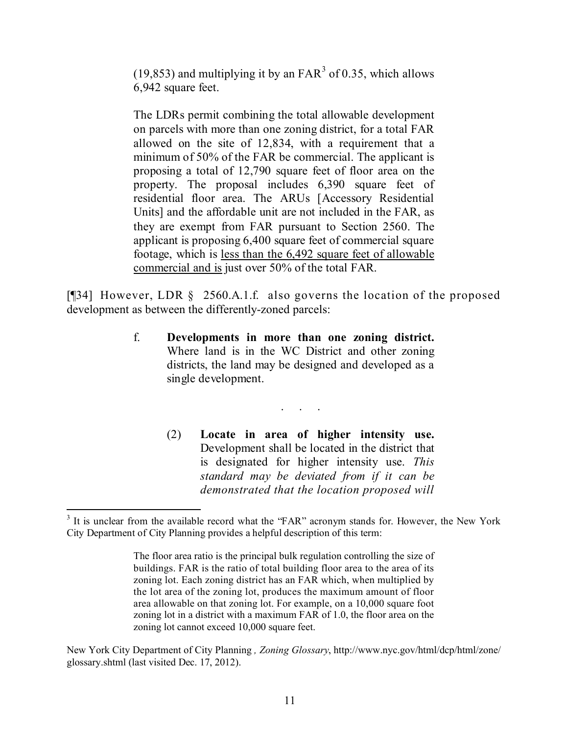> (19,853) and multiplying it by an FAR[3] of 0.35, which allows 6,942 square feet.
>
> The LDRs permit combining the total allowable development on parcels with more than one zoning district, for a total FAR allowed on the site of 12,834, with a requirement that a minimum of 50% of the FAR be commercial. The applicant is proposing a total of 12,790 square feet of floor area on the property. The proposal includes 6,390 square feet of residential floor area. The ARUs [Accessory Residential Units] and the affordable unit are not included in the FAR, as they are exempt from FAR pursuant to Section 2560. The applicant is proposing 6,400 square feet of commercial square footage, which is <u>less than the 6,492 square feet of allowable commercial and is</u> just over 50% of the total FAR.

[¶34] However, LDR § 2560.A.1.f. also governs the location of the proposed development as between the differently-zoned parcels:

> f. **Developments in more than one zoning district.** Where land is in the WC District and other zoning districts, the land may be designed and developed as a single development.
>
> . . .
>
> (2) **Locate in area of higher intensity use.** Development shall be located in the district that is designated for higher intensity use. *This standard may be deviated from if it can be demonstrated that the location proposed will*

---

[3] It is unclear from the available record what the "FAR" acronym stands for. However, the New York City Department of City Planning provides a helpful description of this term:

> The floor area ratio is the principal bulk regulation controlling the size of buildings. FAR is the ratio of total building floor area to the area of its zoning lot. Each zoning district has an FAR which, when multiplied by the lot area of the zoning lot, produces the maximum amount of floor area allowable on that zoning lot. For example, on a 10,000 square foot zoning lot in a district with a maximum FAR of 1.0, the floor area on the zoning lot cannot exceed 10,000 square feet.

New York City Department of City Planning *, Zoning Glossary*, http://www.nyc.gov/html/dcp/html/zone/glossary.shtml (last visited Dec. 17, 2012).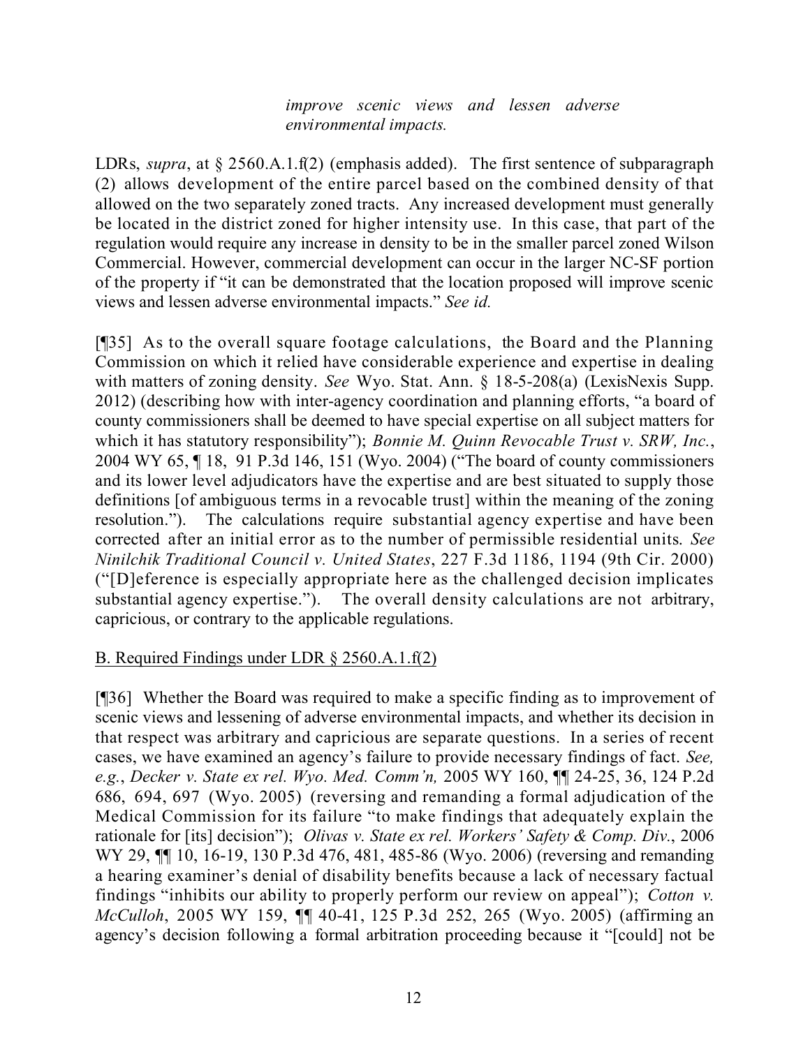> *improve scenic views and lessen adverse environmental impacts.*

LDRs, *supra*, at § 2560.A.1.f(2) (emphasis added). The first sentence of subparagraph (2) allows development of the entire parcel based on the combined density of that allowed on the two separately zoned tracts. Any increased development must generally be located in the district zoned for higher intensity use. In this case, that part of the regulation would require any increase in density to be in the smaller parcel zoned Wilson Commercial. However, commercial development can occur in the larger NC-SF portion of the property if "it can be demonstrated that the location proposed will improve scenic views and lessen adverse environmental impacts." *See id.*

[¶35] As to the overall square footage calculations, the Board and the Planning Commission on which it relied have considerable experience and expertise in dealing with matters of zoning density. *See* Wyo. Stat. Ann. § 18-5-208(a) (LexisNexis Supp. 2012) (describing how with inter-agency coordination and planning efforts, "a board of county commissioners shall be deemed to have special expertise on all subject matters for which it has statutory responsibility"); *Bonnie M. Quinn Revocable Trust v. SRW, Inc.*, 2004 WY 65, ¶ 18, 91 P.3d 146, 151 (Wyo. 2004) ("The board of county commissioners and its lower level adjudicators have the expertise and are best situated to supply those definitions [of ambiguous terms in a revocable trust] within the meaning of the zoning resolution."). The calculations require substantial agency expertise and have been corrected after an initial error as to the number of permissible residential units. *See Ninilchik Traditional Council v. United States*, 227 F.3d 1186, 1194 (9th Cir. 2000) ("[D]eference is especially appropriate here as the challenged decision implicates substantial agency expertise."). The overall density calculations are not arbitrary, capricious, or contrary to the applicable regulations.

B. Required Findings under LDR § 2560.A.1.f(2)

[¶36] Whether the Board was required to make a specific finding as to improvement of scenic views and lessening of adverse environmental impacts, and whether its decision in that respect was arbitrary and capricious are separate questions. In a series of recent cases, we have examined an agency's failure to provide necessary findings of fact. *See, e.g.*, *Decker v. State ex rel. Wyo. Med. Comm'n,* 2005 WY 160, ¶¶ 24-25, 36, 124 P.2d 686, 694, 697 (Wyo. 2005) (reversing and remanding a formal adjudication of the Medical Commission for its failure "to make findings that adequately explain the rationale for [its] decision"); *Olivas v. State ex rel. Workers' Safety & Comp. Div.*, 2006 WY 29, ¶¶ 10, 16-19, 130 P.3d 476, 481, 485-86 (Wyo. 2006) (reversing and remanding a hearing examiner's denial of disability benefits because a lack of necessary factual findings "inhibits our ability to properly perform our review on appeal"); *Cotton v. McCulloh*, 2005 WY 159, ¶¶ 40-41, 125 P.3d 252, 265 (Wyo. 2005) (affirming an agency's decision following a formal arbitration proceeding because it "[could] not be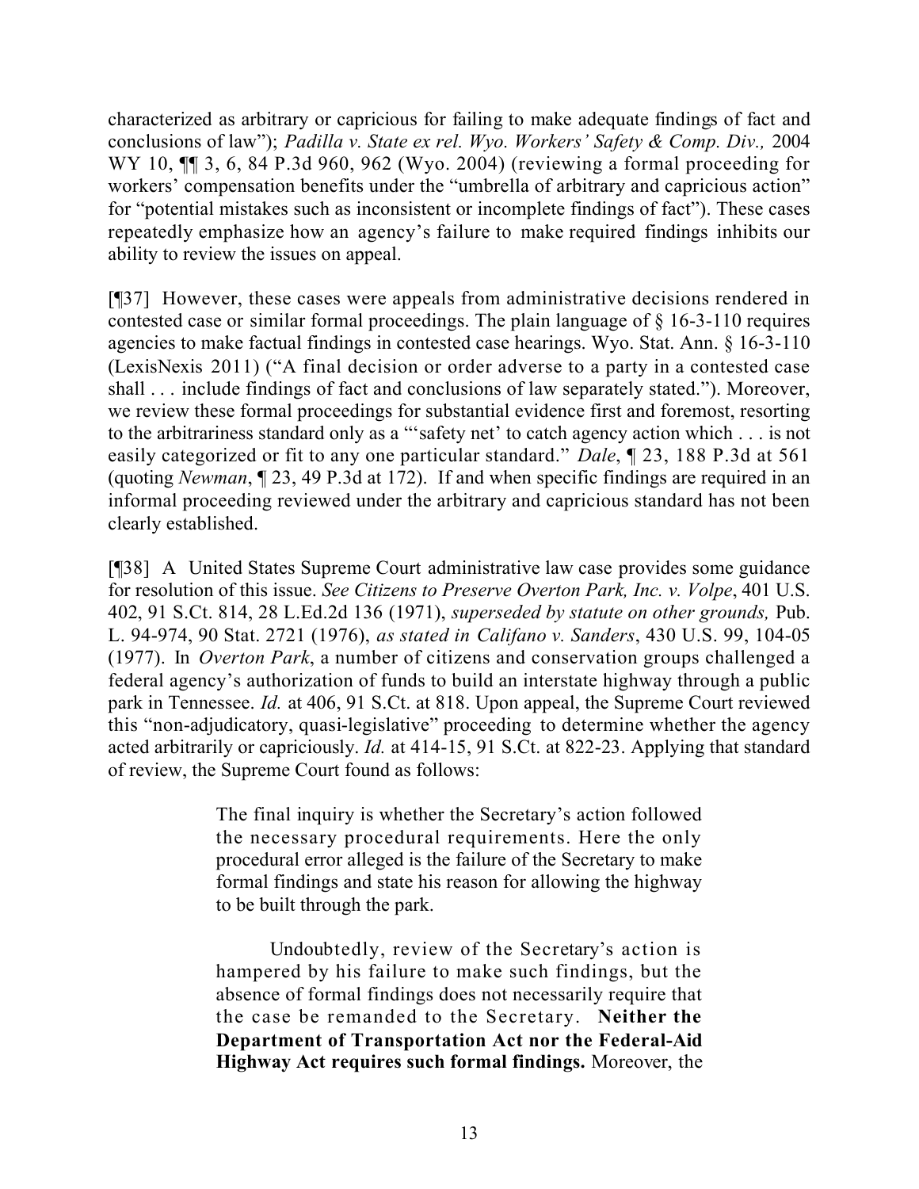characterized as arbitrary or capricious for failing to make adequate findings of fact and conclusions of law"); *Padilla v. State ex rel. Wyo. Workers' Safety & Comp. Div.,* 2004 WY 10, ¶¶ 3, 6, 84 P.3d 960, 962 (Wyo. 2004) (reviewing a formal proceeding for workers' compensation benefits under the "umbrella of arbitrary and capricious action" for "potential mistakes such as inconsistent or incomplete findings of fact"). These cases repeatedly emphasize how an agency's failure to make required findings inhibits our ability to review the issues on appeal.

[¶37] However, these cases were appeals from administrative decisions rendered in contested case or similar formal proceedings. The plain language of § 16-3-110 requires agencies to make factual findings in contested case hearings. Wyo. Stat. Ann. § 16-3-110 (LexisNexis 2011) ("A final decision or order adverse to a party in a contested case shall . . . include findings of fact and conclusions of law separately stated."). Moreover, we review these formal proceedings for substantial evidence first and foremost, resorting to the arbitrariness standard only as a "'safety net' to catch agency action which . . . is not easily categorized or fit to any one particular standard." *Dale*, ¶ 23, 188 P.3d at 561 (quoting *Newman*, ¶ 23, 49 P.3d at 172). If and when specific findings are required in an informal proceeding reviewed under the arbitrary and capricious standard has not been clearly established.

[¶38] A United States Supreme Court administrative law case provides some guidance for resolution of this issue. *See Citizens to Preserve Overton Park, Inc. v. Volpe*, 401 U.S. 402, 91 S.Ct. 814, 28 L.Ed.2d 136 (1971), *superseded by statute on other grounds,* Pub. L. 94-974, 90 Stat. 2721 (1976), *as stated in Califano v. Sanders*, 430 U.S. 99, 104-05 (1977). In *Overton Park*, a number of citizens and conservation groups challenged a federal agency's authorization of funds to build an interstate highway through a public park in Tennessee. *Id.* at 406, 91 S.Ct. at 818. Upon appeal, the Supreme Court reviewed this "non-adjudicatory, quasi-legislative" proceeding to determine whether the agency acted arbitrarily or capriciously. *Id.* at 414-15, 91 S.Ct. at 822-23. Applying that standard of review, the Supreme Court found as follows:

> The final inquiry is whether the Secretary's action followed the necessary procedural requirements. Here the only procedural error alleged is the failure of the Secretary to make formal findings and state his reason for allowing the highway to be built through the park.
>
> Undoubtedly, review of the Secretary's action is hampered by his failure to make such findings, but the absence of formal findings does not necessarily require that the case be remanded to the Secretary. **Neither the Department of Transportation Act nor the Federal-Aid Highway Act requires such formal findings.** Moreover, the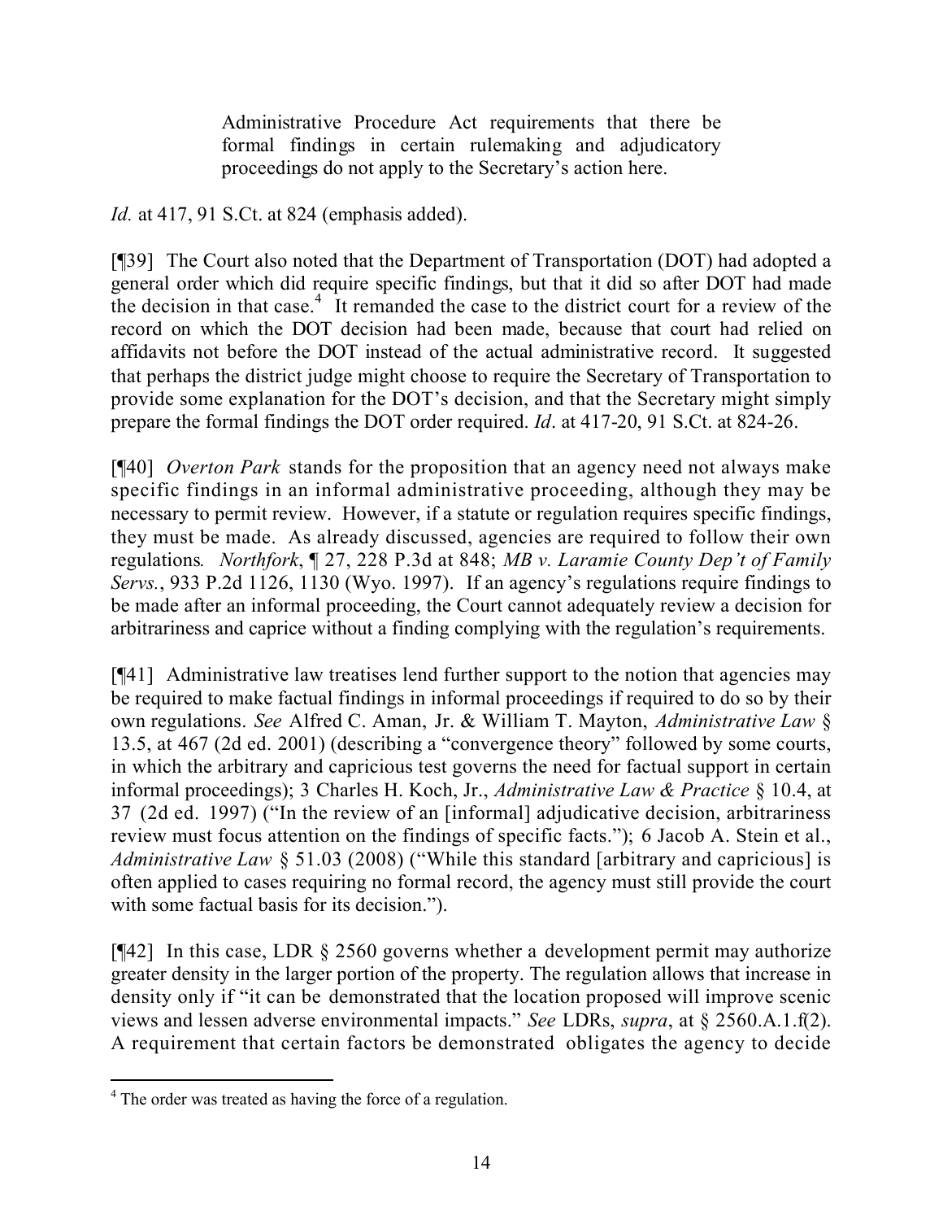> Administrative Procedure Act requirements that there be formal findings in certain rulemaking and adjudicatory proceedings do not apply to the Secretary's action here.

*Id.* at 417, 91 S.Ct. at 824 (emphasis added).

[¶39] The Court also noted that the Department of Transportation (DOT) had adopted a general order which did require specific findings, but that it did so after DOT had made the decision in that case.[4] It remanded the case to the district court for a review of the record on which the DOT decision had been made, because that court had relied on affidavits not before the DOT instead of the actual administrative record. It suggested that perhaps the district judge might choose to require the Secretary of Transportation to provide some explanation for the DOT's decision, and that the Secretary might simply prepare the formal findings the DOT order required. *Id*. at 417-20, 91 S.Ct. at 824-26.

[¶40] *Overton Park* stands for the proposition that an agency need not always make specific findings in an informal administrative proceeding, although they may be necessary to permit review. However, if a statute or regulation requires specific findings, they must be made. As already discussed, agencies are required to follow their own regulations*. Northfork*, ¶ 27, 228 P.3d at 848; *MB v. Laramie County Dep't of Family Servs.*, 933 P.2d 1126, 1130 (Wyo. 1997). If an agency's regulations require findings to be made after an informal proceeding, the Court cannot adequately review a decision for arbitrariness and caprice without a finding complying with the regulation's requirements.

[¶41] Administrative law treatises lend further support to the notion that agencies may be required to make factual findings in informal proceedings if required to do so by their own regulations. *See* Alfred C. Aman, Jr. & William T. Mayton, *Administrative Law* § 13.5, at 467 (2d ed. 2001) (describing a "convergence theory" followed by some courts, in which the arbitrary and capricious test governs the need for factual support in certain informal proceedings); 3 Charles H. Koch, Jr., *Administrative Law & Practice* § 10.4, at 37 (2d ed. 1997) ("In the review of an [informal] adjudicative decision, arbitrariness review must focus attention on the findings of specific facts."); 6 Jacob A. Stein et al., *Administrative Law* § 51.03 (2008) ("While this standard [arbitrary and capricious] is often applied to cases requiring no formal record, the agency must still provide the court with some factual basis for its decision.").

[¶42] In this case, LDR § 2560 governs whether a development permit may authorize greater density in the larger portion of the property. The regulation allows that increase in density only if "it can be demonstrated that the location proposed will improve scenic views and lessen adverse environmental impacts." *See* LDRs, *supra*, at § 2560.A.1.f(2). A requirement that certain factors be demonstrated obligates the agency to decide

---

[4] The order was treated as having the force of a regulation.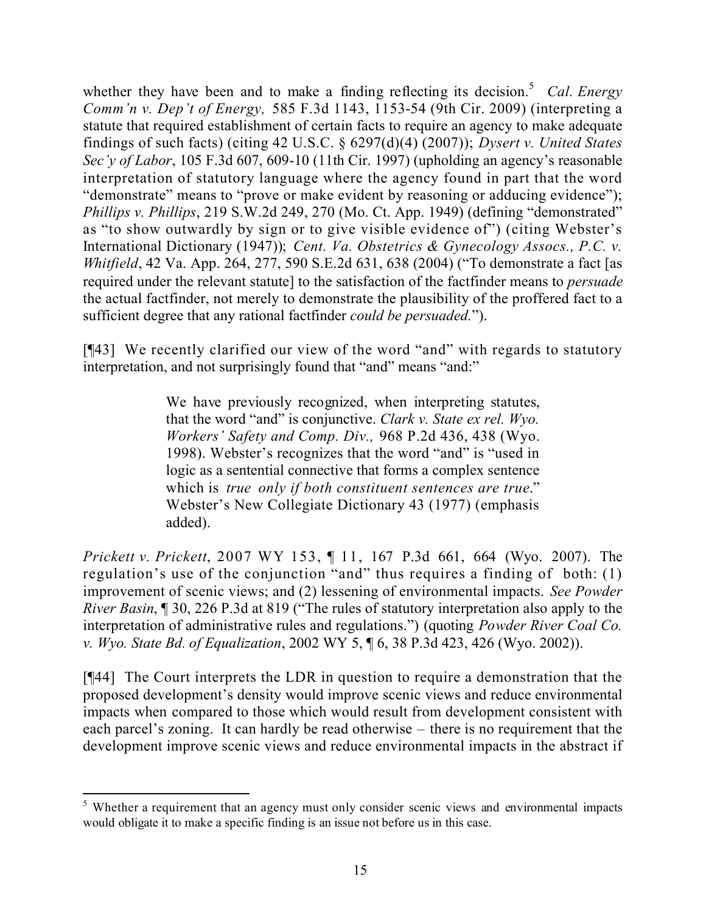whether they have been and to make a finding reflecting its decision.[5] *Cal. Energy Comm'n v. Dep't of Energy,* 585 F.3d 1143, 1153-54 (9th Cir. 2009) (interpreting a statute that required establishment of certain facts to require an agency to make adequate findings of such facts) (citing 42 U.S.C. § 6297(d)(4) (2007)); *Dysert v. United States Sec'y of Labor*, 105 F.3d 607, 609-10 (11th Cir. 1997) (upholding an agency's reasonable interpretation of statutory language where the agency found in part that the word "demonstrate" means to "prove or make evident by reasoning or adducing evidence"); *Phillips v. Phillips*, 219 S.W.2d 249, 270 (Mo. Ct. App. 1949) (defining "demonstrated" as "to show outwardly by sign or to give visible evidence of") (citing Webster's International Dictionary (1947)); *Cent. Va. Obstetrics & Gynecology Assocs., P.C. v. Whitfield*, 42 Va. App. 264, 277, 590 S.E.2d 631, 638 (2004) ("To demonstrate a fact [as required under the relevant statute] to the satisfaction of the factfinder means to *persuade* the actual factfinder, not merely to demonstrate the plausibility of the proffered fact to a sufficient degree that any rational factfinder *could be persuaded.*").

[¶43] We recently clarified our view of the word "and" with regards to statutory interpretation, and not surprisingly found that "and" means "and:"

> We have previously recognized, when interpreting statutes, that the word "and" is conjunctive. *Clark v. State ex rel. Wyo. Workers' Safety and Comp. Div.,* 968 P.2d 436, 438 (Wyo. 1998). Webster's recognizes that the word "and" is "used in logic as a sentential connective that forms a complex sentence which is *true only if both constituent sentences are true*." Webster's New Collegiate Dictionary 43 (1977) (emphasis added).

*Prickett v. Prickett*, 2007 WY 153, ¶ 11, 167 P.3d 661, 664 (Wyo. 2007). The regulation's use of the conjunction "and" thus requires a finding of both: (1) improvement of scenic views; and (2) lessening of environmental impacts. *See Powder River Basin*, ¶ 30, 226 P.3d at 819 ("The rules of statutory interpretation also apply to the interpretation of administrative rules and regulations.") (quoting *Powder River Coal Co. v. Wyo. State Bd. of Equalization*, 2002 WY 5, ¶ 6, 38 P.3d 423, 426 (Wyo. 2002)).

[¶44] The Court interprets the LDR in question to require a demonstration that the proposed development's density would improve scenic views and reduce environmental impacts when compared to those which would result from development consistent with each parcel's zoning. It can hardly be read otherwise – there is no requirement that the development improve scenic views and reduce environmental impacts in the abstract if

---

[5] Whether a requirement that an agency must only consider scenic views and environmental impacts would obligate it to make a specific finding is an issue not before us in this case.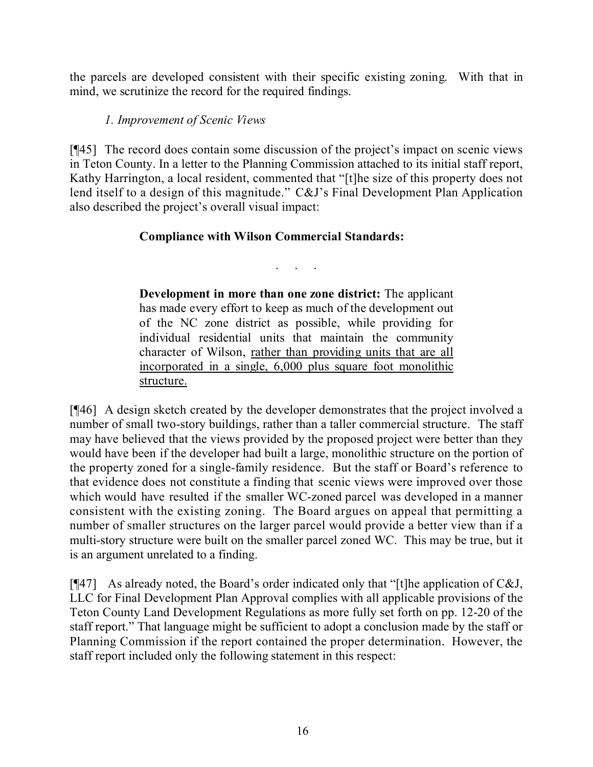the parcels are developed consistent with their specific existing zoning. With that in mind, we scrutinize the record for the required findings.

*1. Improvement of Scenic Views*

[¶45] The record does contain some discussion of the project's impact on scenic views in Teton County. In a letter to the Planning Commission attached to its initial staff report, Kathy Harrington, a local resident, commented that "[t]he size of this property does not lend itself to a design of this magnitude." C&J's Final Development Plan Application also described the project's overall visual impact:

> **Compliance with Wilson Commercial Standards:**
>
> . . .
>
> **Development in more than one zone district:** The applicant has made every effort to keep as much of the development out of the NC zone district as possible, while providing for individual residential units that maintain the community character of Wilson, <u>rather than providing units that are all incorporated in a single, 6,000 plus square foot monolithic structure.</u>

[¶46] A design sketch created by the developer demonstrates that the project involved a number of small two-story buildings, rather than a taller commercial structure. The staff may have believed that the views provided by the proposed project were better than they would have been if the developer had built a large, monolithic structure on the portion of the property zoned for a single-family residence. But the staff or Board's reference to that evidence does not constitute a finding that scenic views were improved over those which would have resulted if the smaller WC-zoned parcel was developed in a manner consistent with the existing zoning. The Board argues on appeal that permitting a number of smaller structures on the larger parcel would provide a better view than if a multi-story structure were built on the smaller parcel zoned WC. This may be true, but it is an argument unrelated to a finding.

[¶47] As already noted, the Board's order indicated only that "[t]he application of C&J, LLC for Final Development Plan Approval complies with all applicable provisions of the Teton County Land Development Regulations as more fully set forth on pp. 12-20 of the staff report." That language might be sufficient to adopt a conclusion made by the staff or Planning Commission if the report contained the proper determination. However, the staff report included only the following statement in this respect: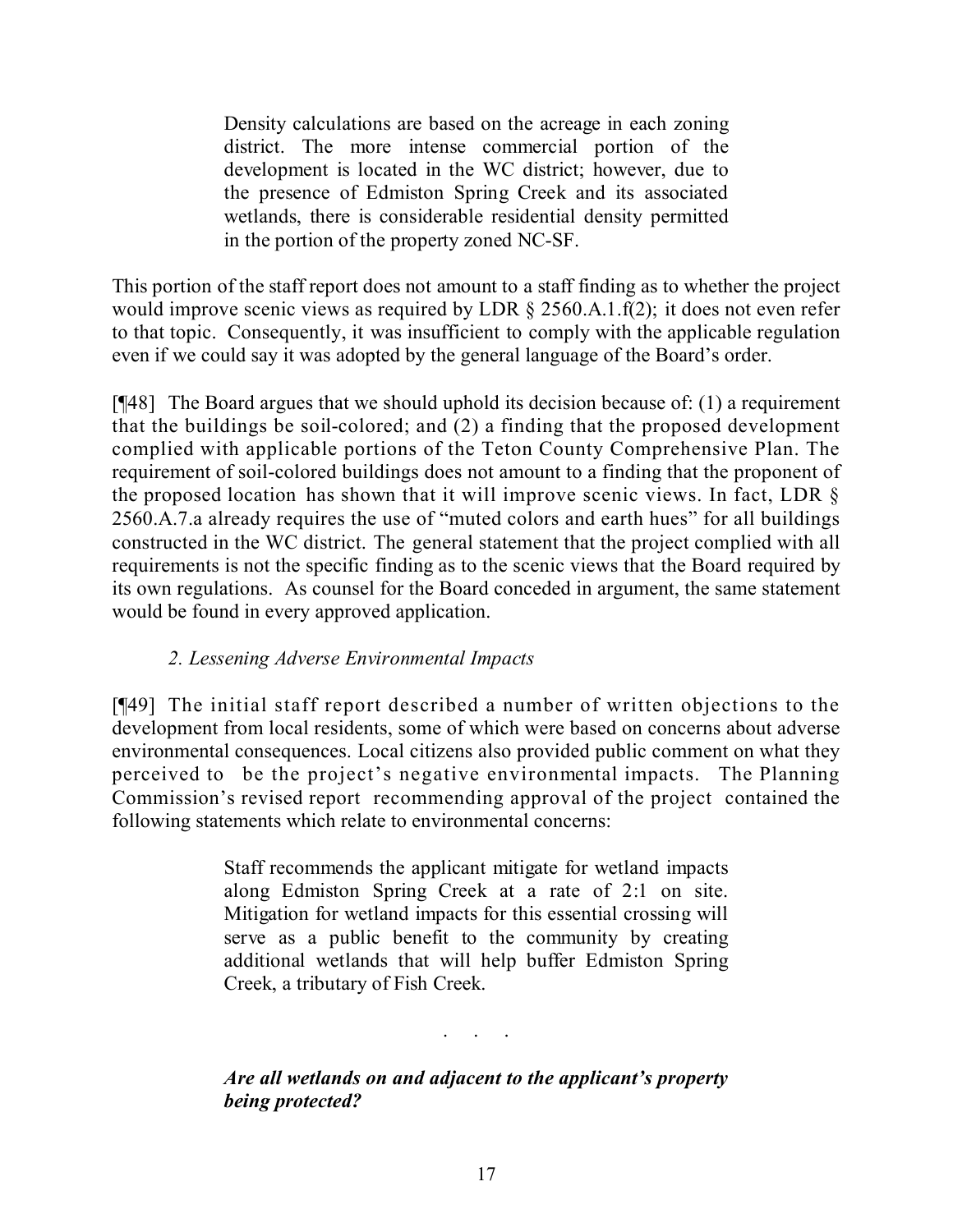> Density calculations are based on the acreage in each zoning district. The more intense commercial portion of the development is located in the WC district; however, due to the presence of Edmiston Spring Creek and its associated wetlands, there is considerable residential density permitted in the portion of the property zoned NC-SF.

This portion of the staff report does not amount to a staff finding as to whether the project would improve scenic views as required by LDR § 2560.A.1.f(2); it does not even refer to that topic. Consequently, it was insufficient to comply with the applicable regulation even if we could say it was adopted by the general language of the Board's order.

[¶48] The Board argues that we should uphold its decision because of: (1) a requirement that the buildings be soil-colored; and (2) a finding that the proposed development complied with applicable portions of the Teton County Comprehensive Plan. The requirement of soil-colored buildings does not amount to a finding that the proponent of the proposed location has shown that it will improve scenic views. In fact, LDR § 2560.A.7.a already requires the use of "muted colors and earth hues" for all buildings constructed in the WC district. The general statement that the project complied with all requirements is not the specific finding as to the scenic views that the Board required by its own regulations. As counsel for the Board conceded in argument, the same statement would be found in every approved application.

*2. Lessening Adverse Environmental Impacts*

[¶49] The initial staff report described a number of written objections to the development from local residents, some of which were based on concerns about adverse environmental consequences. Local citizens also provided public comment on what they perceived to be the project's negative environmental impacts. The Planning Commission's revised report recommending approval of the project contained the following statements which relate to environmental concerns:

> Staff recommends the applicant mitigate for wetland impacts along Edmiston Spring Creek at a rate of 2:1 on site. Mitigation for wetland impacts for this essential crossing will serve as a public benefit to the community by creating additional wetlands that will help buffer Edmiston Spring Creek, a tributary of Fish Creek.
>
> . . .
>
> ***Are all wetlands on and adjacent to the applicant's property being protected?***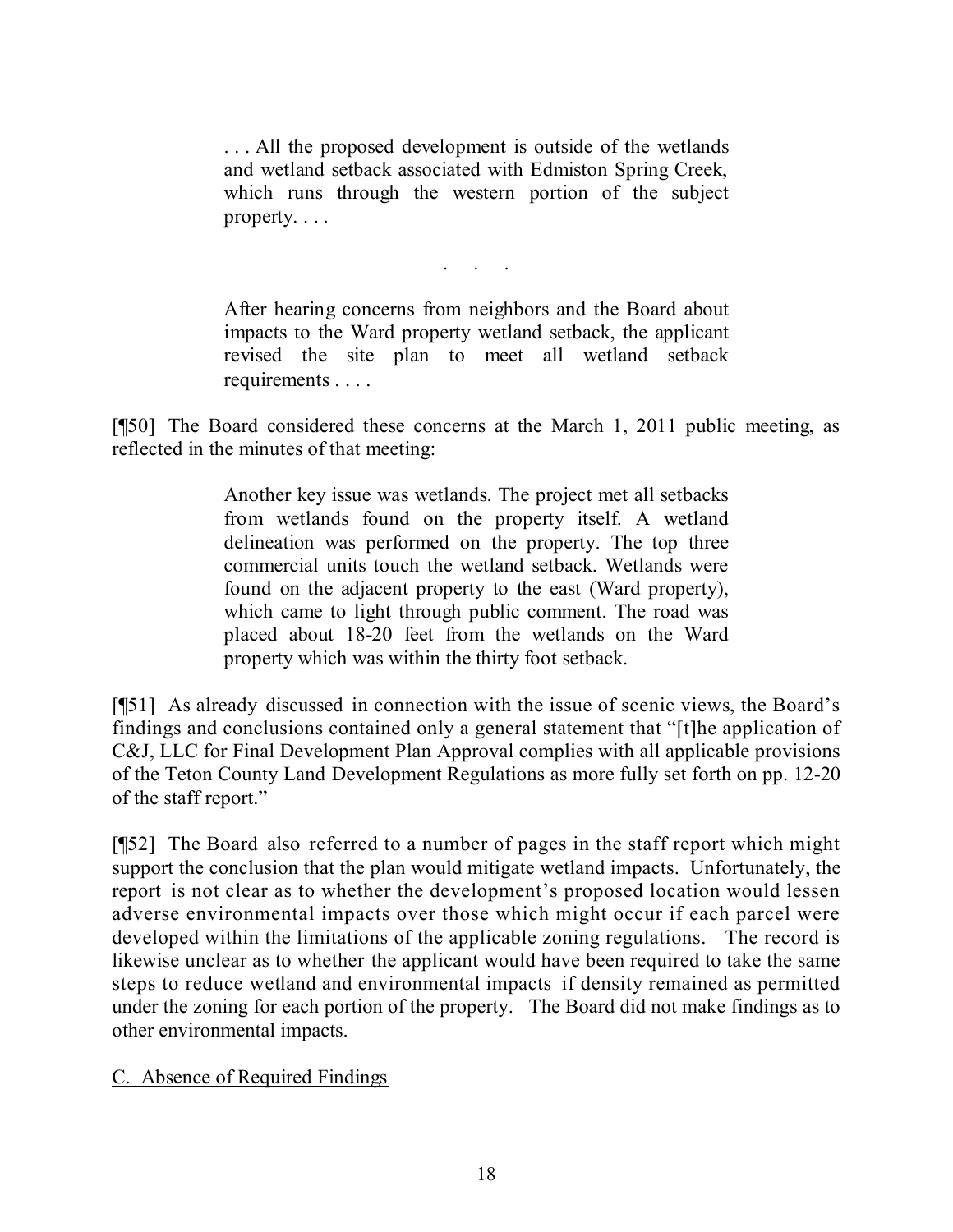> . . . All the proposed development is outside of the wetlands and wetland setback associated with Edmiston Spring Creek, which runs through the western portion of the subject property. . . .
>
> . . .
>
> After hearing concerns from neighbors and the Board about impacts to the Ward property wetland setback, the applicant revised the site plan to meet all wetland setback requirements . . . .

[¶50] The Board considered these concerns at the March 1, 2011 public meeting, as reflected in the minutes of that meeting:

> Another key issue was wetlands. The project met all setbacks from wetlands found on the property itself. A wetland delineation was performed on the property. The top three commercial units touch the wetland setback. Wetlands were found on the adjacent property to the east (Ward property), which came to light through public comment. The road was placed about 18-20 feet from the wetlands on the Ward property which was within the thirty foot setback.

[¶51] As already discussed in connection with the issue of scenic views, the Board's findings and conclusions contained only a general statement that "[t]he application of C&J, LLC for Final Development Plan Approval complies with all applicable provisions of the Teton County Land Development Regulations as more fully set forth on pp. 12-20 of the staff report."

[¶52] The Board also referred to a number of pages in the staff report which might support the conclusion that the plan would mitigate wetland impacts. Unfortunately, the report is not clear as to whether the development's proposed location would lessen adverse environmental impacts over those which might occur if each parcel were developed within the limitations of the applicable zoning regulations. The record is likewise unclear as to whether the applicant would have been required to take the same steps to reduce wetland and environmental impacts if density remained as permitted under the zoning for each portion of the property. The Board did not make findings as to other environmental impacts.

C. Absence of Required Findings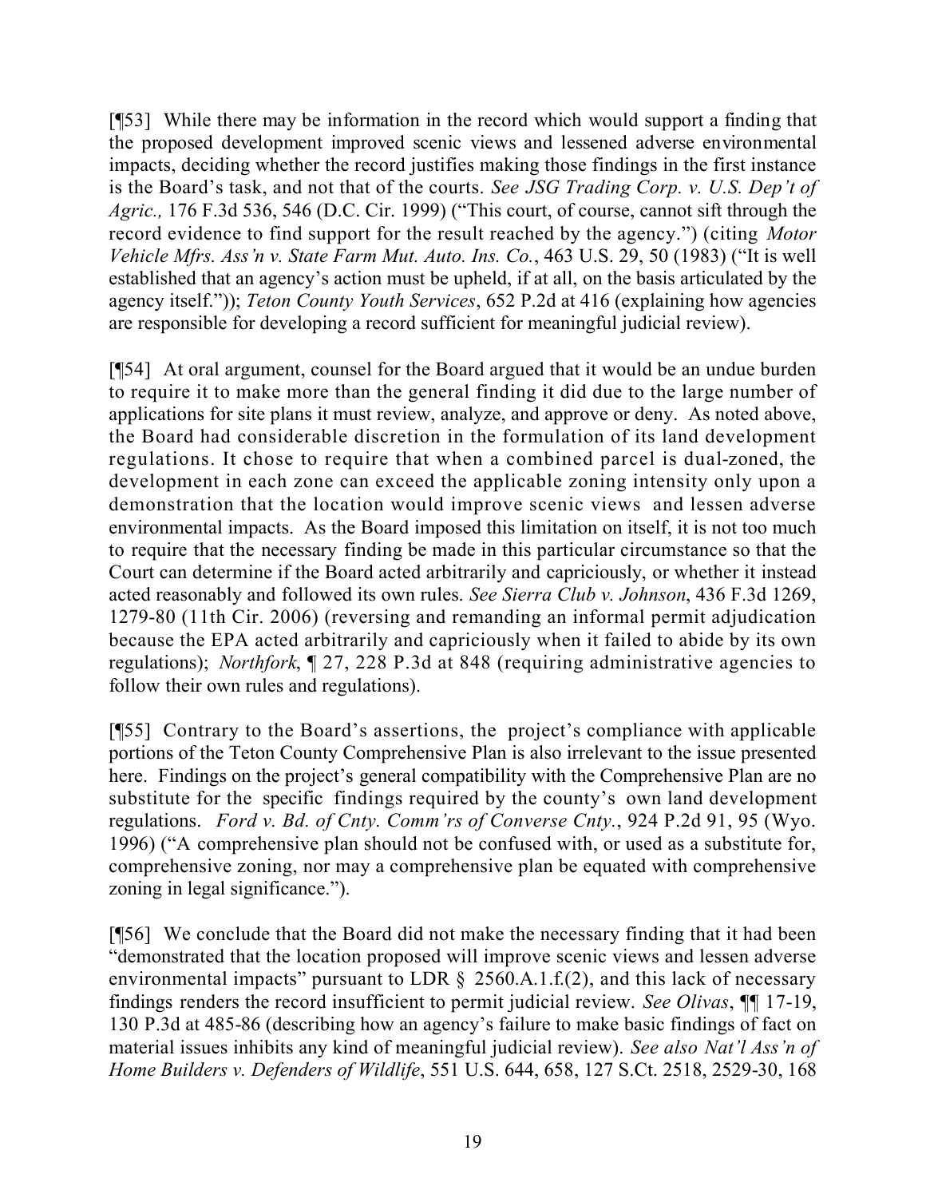[¶53] While there may be information in the record which would support a finding that the proposed development improved scenic views and lessened adverse environmental impacts, deciding whether the record justifies making those findings in the first instance is the Board's task, and not that of the courts. *See JSG Trading Corp. v. U.S. Dep't of Agric.,* 176 F.3d 536, 546 (D.C. Cir. 1999) ("This court, of course, cannot sift through the record evidence to find support for the result reached by the agency.") (citing *Motor Vehicle Mfrs. Ass'n v. State Farm Mut. Auto. Ins. Co.*, 463 U.S. 29, 50 (1983) ("It is well established that an agency's action must be upheld, if at all, on the basis articulated by the agency itself.")); *Teton County Youth Services*, 652 P.2d at 416 (explaining how agencies are responsible for developing a record sufficient for meaningful judicial review).

[¶54] At oral argument, counsel for the Board argued that it would be an undue burden to require it to make more than the general finding it did due to the large number of applications for site plans it must review, analyze, and approve or deny. As noted above, the Board had considerable discretion in the formulation of its land development regulations. It chose to require that when a combined parcel is dual-zoned, the development in each zone can exceed the applicable zoning intensity only upon a demonstration that the location would improve scenic views and lessen adverse environmental impacts. As the Board imposed this limitation on itself, it is not too much to require that the necessary finding be made in this particular circumstance so that the Court can determine if the Board acted arbitrarily and capriciously, or whether it instead acted reasonably and followed its own rules. *See Sierra Club v. Johnson*, 436 F.3d 1269, 1279-80 (11th Cir. 2006) (reversing and remanding an informal permit adjudication because the EPA acted arbitrarily and capriciously when it failed to abide by its own regulations); *Northfork*, ¶ 27, 228 P.3d at 848 (requiring administrative agencies to follow their own rules and regulations).

[¶55] Contrary to the Board's assertions, the project's compliance with applicable portions of the Teton County Comprehensive Plan is also irrelevant to the issue presented here. Findings on the project's general compatibility with the Comprehensive Plan are no substitute for the specific findings required by the county's own land development regulations. *Ford v. Bd. of Cnty. Comm'rs of Converse Cnty.*, 924 P.2d 91, 95 (Wyo. 1996) ("A comprehensive plan should not be confused with, or used as a substitute for, comprehensive zoning, nor may a comprehensive plan be equated with comprehensive zoning in legal significance.").

[¶56] We conclude that the Board did not make the necessary finding that it had been "demonstrated that the location proposed will improve scenic views and lessen adverse environmental impacts" pursuant to LDR § 2560.A.1.f.(2), and this lack of necessary findings renders the record insufficient to permit judicial review. *See Olivas*, ¶¶ 17-19, 130 P.3d at 485-86 (describing how an agency's failure to make basic findings of fact on material issues inhibits any kind of meaningful judicial review). *See also Nat'l Ass'n of Home Builders v. Defenders of Wildlife*, 551 U.S. 644, 658, 127 S.Ct. 2518, 2529-30, 168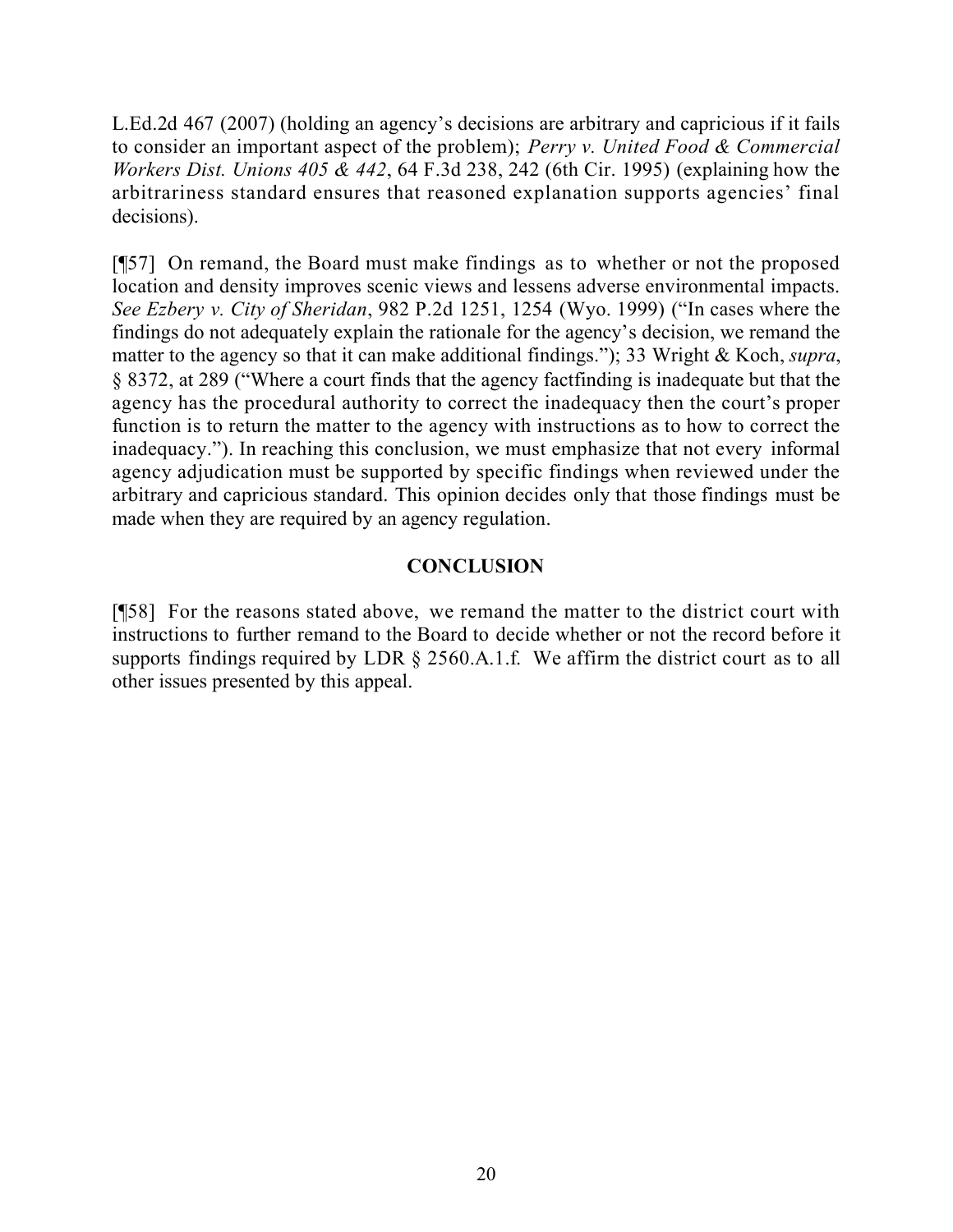L.Ed.2d 467 (2007) (holding an agency's decisions are arbitrary and capricious if it fails to consider an important aspect of the problem); *Perry v. United Food & Commercial Workers Dist. Unions 405 & 442*, 64 F.3d 238, 242 (6th Cir. 1995) (explaining how the arbitrariness standard ensures that reasoned explanation supports agencies' final decisions).

[¶57] On remand, the Board must make findings as to whether or not the proposed location and density improves scenic views and lessens adverse environmental impacts. *See Ezbery v. City of Sheridan*, 982 P.2d 1251, 1254 (Wyo. 1999) ("In cases where the findings do not adequately explain the rationale for the agency's decision, we remand the matter to the agency so that it can make additional findings."); 33 Wright & Koch, *supra*, § 8372, at 289 ("Where a court finds that the agency factfinding is inadequate but that the agency has the procedural authority to correct the inadequacy then the court's proper function is to return the matter to the agency with instructions as to how to correct the inadequacy."). In reaching this conclusion, we must emphasize that not every informal agency adjudication must be supported by specific findings when reviewed under the arbitrary and capricious standard. This opinion decides only that those findings must be made when they are required by an agency regulation.

## CONCLUSION

[¶58] For the reasons stated above, we remand the matter to the district court with instructions to further remand to the Board to decide whether or not the record before it supports findings required by LDR § 2560.A.1.f. We affirm the district court as to all other issues presented by this appeal.